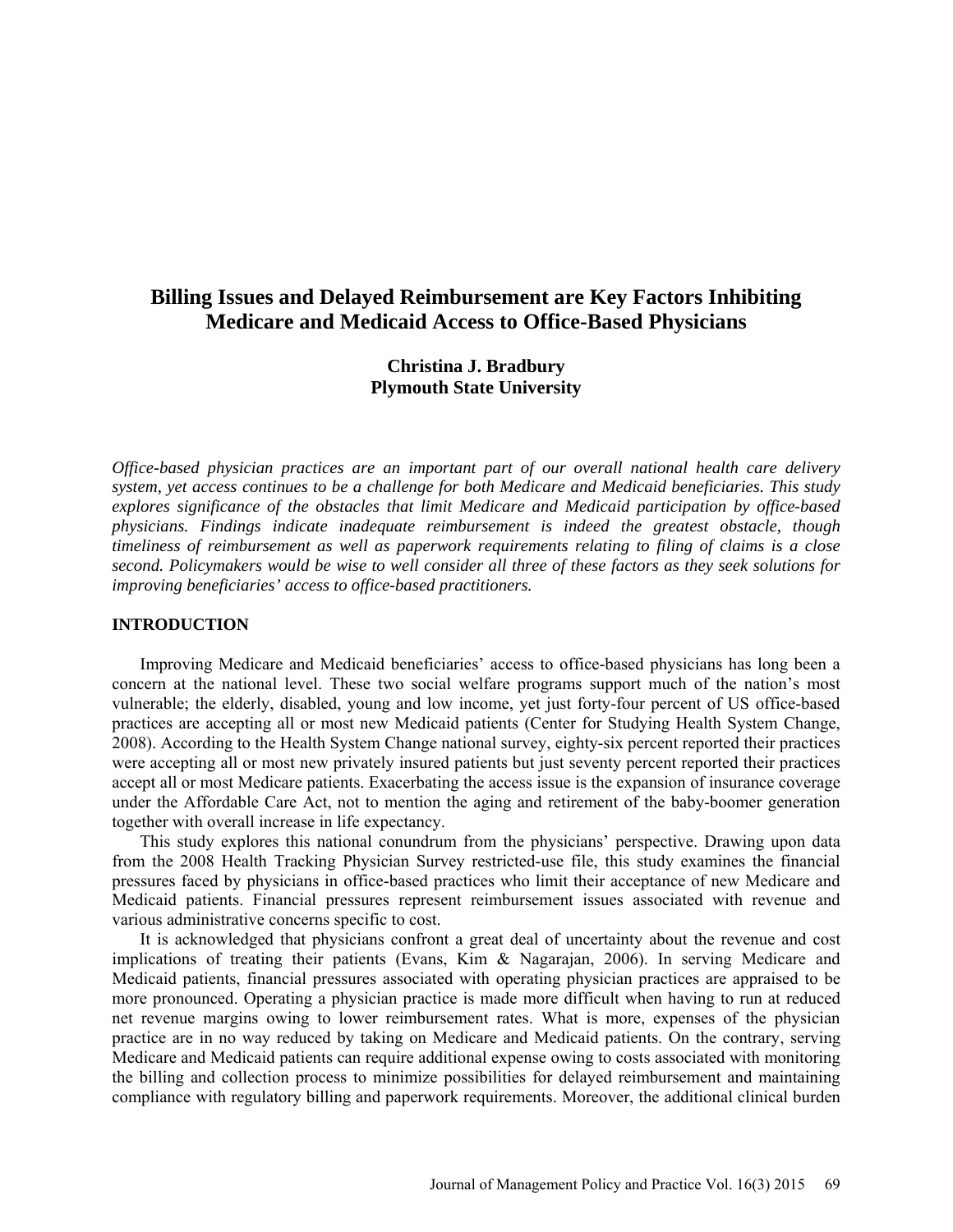# Billing Issues and Delayed Reimbursement are Key Factors Inhibiting Medicare and Medicaid Access to Office-Based Physicians

**Christina J. Bradbury**
**Plymouth State University**

*Office-based physician practices are an important part of our overall national health care delivery system, yet access continues to be a challenge for both Medicare and Medicaid beneficiaries. This study explores significance of the obstacles that limit Medicare and Medicaid participation by office-based physicians. Findings indicate inadequate reimbursement is indeed the greatest obstacle, though timeliness of reimbursement as well as paperwork requirements relating to filing of claims is a close second. Policymakers would be wise to well consider all three of these factors as they seek solutions for improving beneficiaries' access to office-based practitioners.*

## INTRODUCTION

Improving Medicare and Medicaid beneficiaries' access to office-based physicians has long been a concern at the national level. These two social welfare programs support much of the nation's most vulnerable; the elderly, disabled, young and low income, yet just forty-four percent of US office-based practices are accepting all or most new Medicaid patients (Center for Studying Health System Change, 2008). According to the Health System Change national survey, eighty-six percent reported their practices were accepting all or most new privately insured patients but just seventy percent reported their practices accept all or most Medicare patients. Exacerbating the access issue is the expansion of insurance coverage under the Affordable Care Act, not to mention the aging and retirement of the baby-boomer generation together with overall increase in life expectancy.

This study explores this national conundrum from the physicians' perspective. Drawing upon data from the 2008 Health Tracking Physician Survey restricted-use file, this study examines the financial pressures faced by physicians in office-based practices who limit their acceptance of new Medicare and Medicaid patients. Financial pressures represent reimbursement issues associated with revenue and various administrative concerns specific to cost.

It is acknowledged that physicians confront a great deal of uncertainty about the revenue and cost implications of treating their patients (Evans, Kim & Nagarajan, 2006). In serving Medicare and Medicaid patients, financial pressures associated with operating physician practices are appraised to be more pronounced. Operating a physician practice is made more difficult when having to run at reduced net revenue margins owing to lower reimbursement rates. What is more, expenses of the physician practice are in no way reduced by taking on Medicare and Medicaid patients. On the contrary, serving Medicare and Medicaid patients can require additional expense owing to costs associated with monitoring the billing and collection process to minimize possibilities for delayed reimbursement and maintaining compliance with regulatory billing and paperwork requirements. Moreover, the additional clinical burden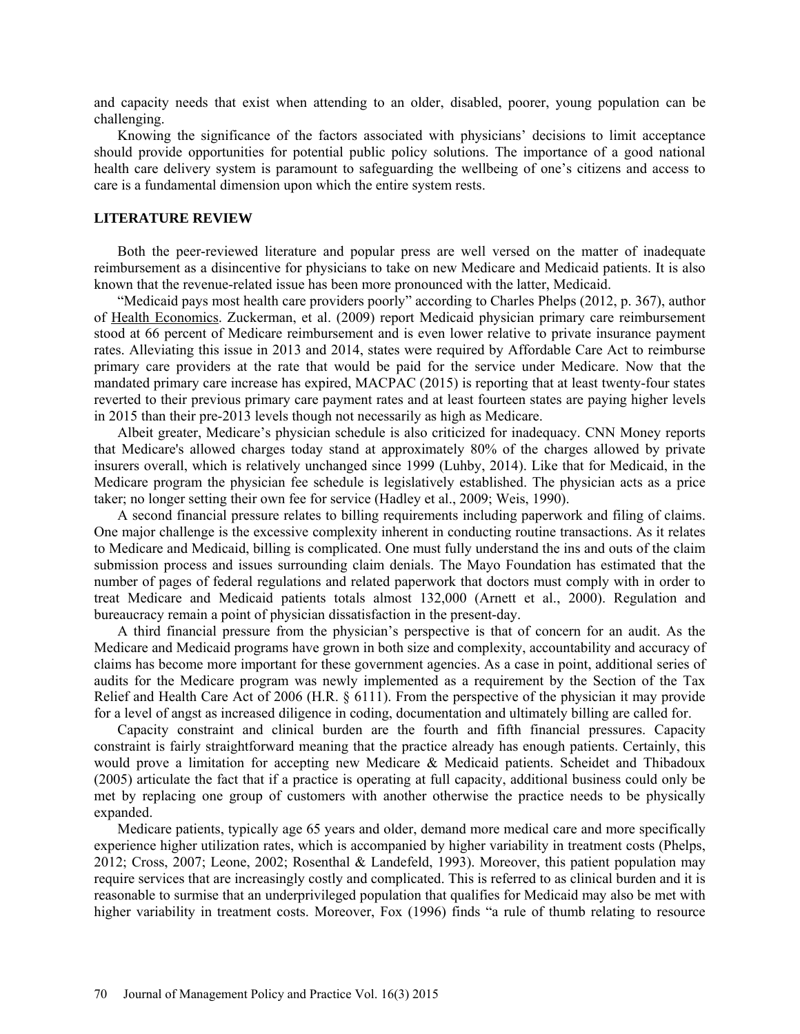and capacity needs that exist when attending to an older, disabled, poorer, young population can be challenging.

Knowing the significance of the factors associated with physicians' decisions to limit acceptance should provide opportunities for potential public policy solutions. The importance of a good national health care delivery system is paramount to safeguarding the wellbeing of one's citizens and access to care is a fundamental dimension upon which the entire system rests.

## LITERATURE REVIEW

Both the peer-reviewed literature and popular press are well versed on the matter of inadequate reimbursement as a disincentive for physicians to take on new Medicare and Medicaid patients. It is also known that the revenue-related issue has been more pronounced with the latter, Medicaid.

"Medicaid pays most health care providers poorly" according to Charles Phelps (2012, p. 367), author of Health Economics. Zuckerman, et al. (2009) report Medicaid physician primary care reimbursement stood at 66 percent of Medicare reimbursement and is even lower relative to private insurance payment rates. Alleviating this issue in 2013 and 2014, states were required by Affordable Care Act to reimburse primary care providers at the rate that would be paid for the service under Medicare. Now that the mandated primary care increase has expired, MACPAC (2015) is reporting that at least twenty-four states reverted to their previous primary care payment rates and at least fourteen states are paying higher levels in 2015 than their pre-2013 levels though not necessarily as high as Medicare.

Albeit greater, Medicare's physician schedule is also criticized for inadequacy. CNN Money reports that Medicare's allowed charges today stand at approximately 80% of the charges allowed by private insurers overall, which is relatively unchanged since 1999 (Luhby, 2014). Like that for Medicaid, in the Medicare program the physician fee schedule is legislatively established. The physician acts as a price taker; no longer setting their own fee for service (Hadley et al., 2009; Weis, 1990).

A second financial pressure relates to billing requirements including paperwork and filing of claims. One major challenge is the excessive complexity inherent in conducting routine transactions. As it relates to Medicare and Medicaid, billing is complicated. One must fully understand the ins and outs of the claim submission process and issues surrounding claim denials. The Mayo Foundation has estimated that the number of pages of federal regulations and related paperwork that doctors must comply with in order to treat Medicare and Medicaid patients totals almost 132,000 (Arnett et al., 2000). Regulation and bureaucracy remain a point of physician dissatisfaction in the present-day.

A third financial pressure from the physician's perspective is that of concern for an audit. As the Medicare and Medicaid programs have grown in both size and complexity, accountability and accuracy of claims has become more important for these government agencies. As a case in point, additional series of audits for the Medicare program was newly implemented as a requirement by the Section of the Tax Relief and Health Care Act of 2006 (H.R. § 6111). From the perspective of the physician it may provide for a level of angst as increased diligence in coding, documentation and ultimately billing are called for.

Capacity constraint and clinical burden are the fourth and fifth financial pressures. Capacity constraint is fairly straightforward meaning that the practice already has enough patients. Certainly, this would prove a limitation for accepting new Medicare & Medicaid patients. Scheidet and Thibadoux (2005) articulate the fact that if a practice is operating at full capacity, additional business could only be met by replacing one group of customers with another otherwise the practice needs to be physically expanded.

Medicare patients, typically age 65 years and older, demand more medical care and more specifically experience higher utilization rates, which is accompanied by higher variability in treatment costs (Phelps, 2012; Cross, 2007; Leone, 2002; Rosenthal & Landefeld, 1993). Moreover, this patient population may require services that are increasingly costly and complicated. This is referred to as clinical burden and it is reasonable to surmise that an underprivileged population that qualifies for Medicaid may also be met with higher variability in treatment costs. Moreover, Fox (1996) finds "a rule of thumb relating to resource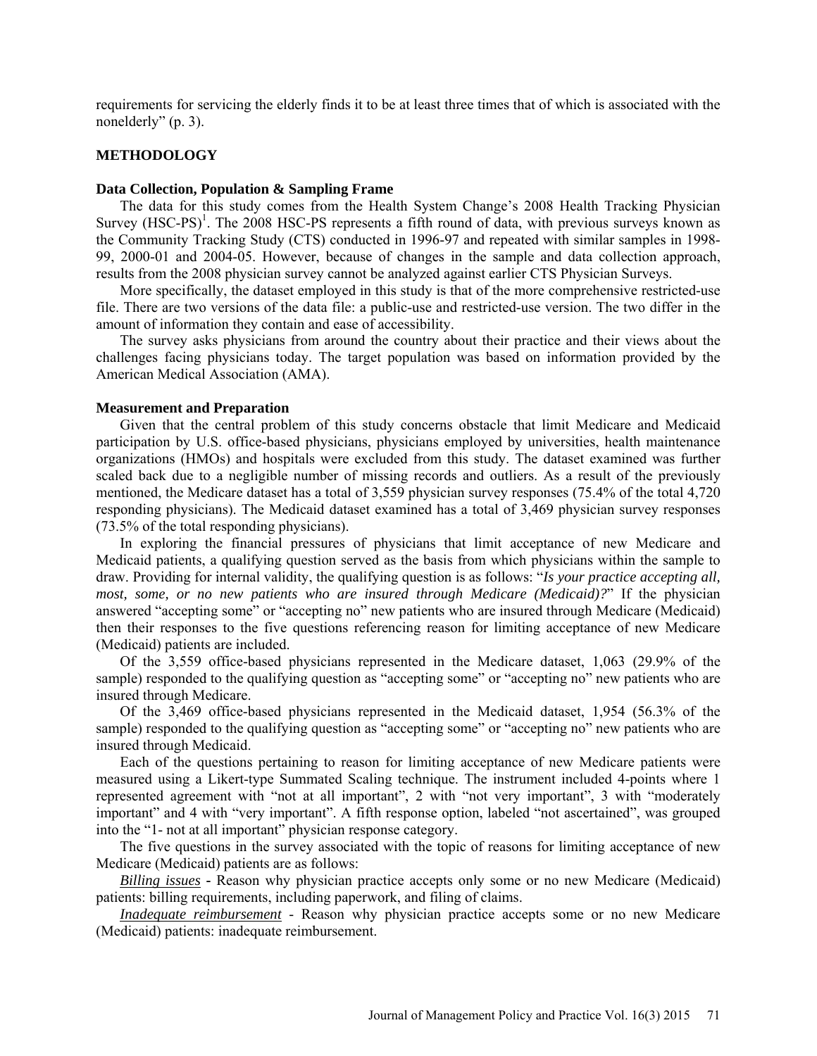requirements for servicing the elderly finds it to be at least three times that of which is associated with the nonelderly" (p. 3).

## METHODOLOGY

### Data Collection, Population & Sampling Frame

The data for this study comes from the Health System Change's 2008 Health Tracking Physician Survey (HSC-PS)[1]. The 2008 HSC-PS represents a fifth round of data, with previous surveys known as the Community Tracking Study (CTS) conducted in 1996-97 and repeated with similar samples in 1998-99, 2000-01 and 2004-05. However, because of changes in the sample and data collection approach, results from the 2008 physician survey cannot be analyzed against earlier CTS Physician Surveys.

More specifically, the dataset employed in this study is that of the more comprehensive restricted-use file. There are two versions of the data file: a public-use and restricted-use version. The two differ in the amount of information they contain and ease of accessibility.

The survey asks physicians from around the country about their practice and their views about the challenges facing physicians today. The target population was based on information provided by the American Medical Association (AMA).

### Measurement and Preparation

Given that the central problem of this study concerns obstacle that limit Medicare and Medicaid participation by U.S. office-based physicians, physicians employed by universities, health maintenance organizations (HMOs) and hospitals were excluded from this study. The dataset examined was further scaled back due to a negligible number of missing records and outliers. As a result of the previously mentioned, the Medicare dataset has a total of 3,559 physician survey responses (75.4% of the total 4,720 responding physicians). The Medicaid dataset examined has a total of 3,469 physician survey responses (73.5% of the total responding physicians).

In exploring the financial pressures of physicians that limit acceptance of new Medicare and Medicaid patients, a qualifying question served as the basis from which physicians within the sample to draw. Providing for internal validity, the qualifying question is as follows: "*Is your practice accepting all, most, some, or no new patients who are insured through Medicare (Medicaid)?*" If the physician answered "accepting some" or "accepting no" new patients who are insured through Medicare (Medicaid) then their responses to the five questions referencing reason for limiting acceptance of new Medicare (Medicaid) patients are included.

Of the 3,559 office-based physicians represented in the Medicare dataset, 1,063 (29.9% of the sample) responded to the qualifying question as "accepting some" or "accepting no" new patients who are insured through Medicare.

Of the 3,469 office-based physicians represented in the Medicaid dataset, 1,954 (56.3% of the sample) responded to the qualifying question as "accepting some" or "accepting no" new patients who are insured through Medicaid.

Each of the questions pertaining to reason for limiting acceptance of new Medicare patients were measured using a Likert-type Summated Scaling technique. The instrument included 4-points where 1 represented agreement with "not at all important", 2 with "not very important", 3 with "moderately important" and 4 with "very important". A fifth response option, labeled "not ascertained", was grouped into the "1- not at all important" physician response category.

The five questions in the survey associated with the topic of reasons for limiting acceptance of new Medicare (Medicaid) patients are as follows:

*Billing issues* - Reason why physician practice accepts only some or no new Medicare (Medicaid) patients: billing requirements, including paperwork, and filing of claims.

*Inadequate reimbursement* - Reason why physician practice accepts some or no new Medicare (Medicaid) patients: inadequate reimbursement.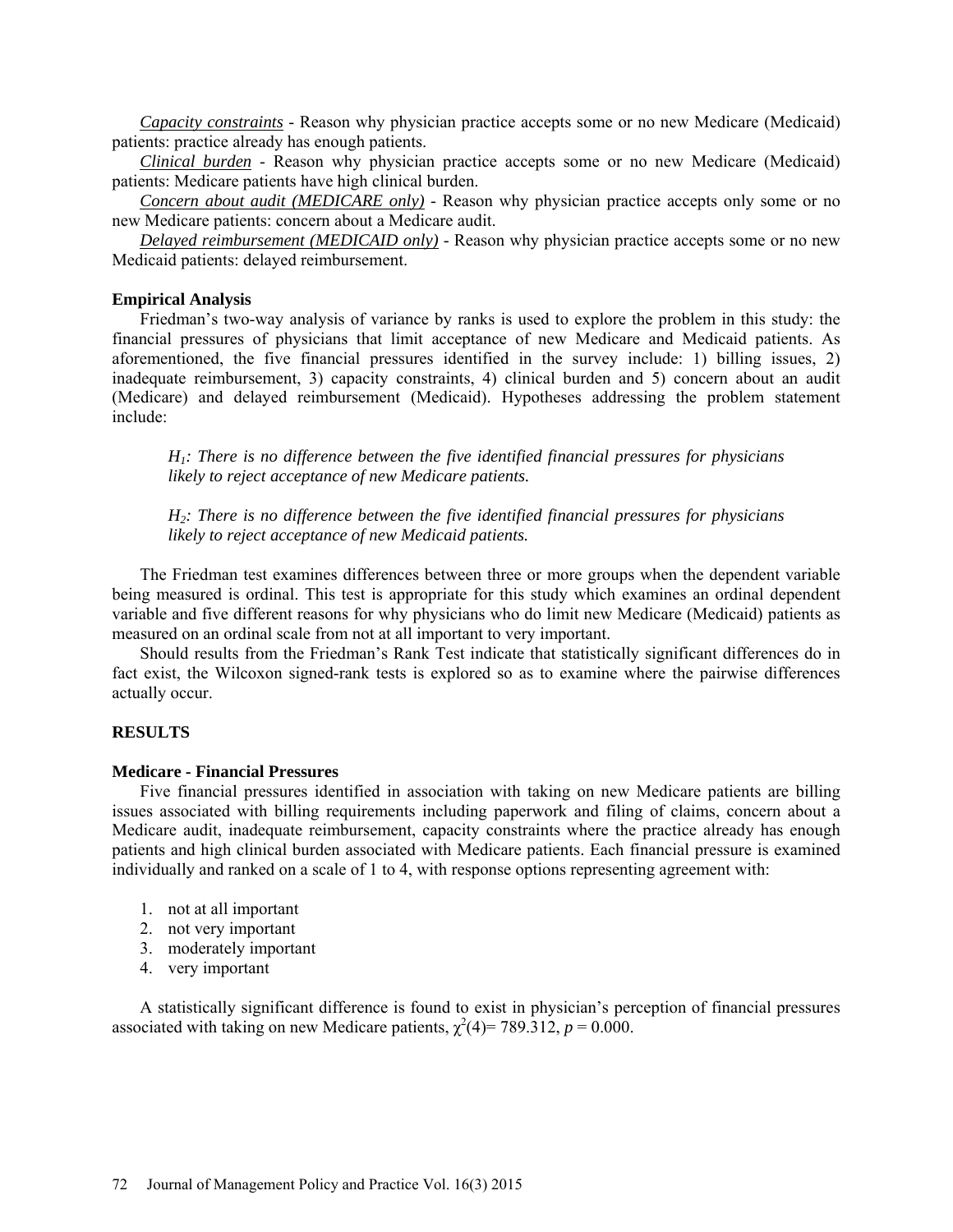*Capacity constraints* - Reason why physician practice accepts some or no new Medicare (Medicaid) patients: practice already has enough patients.

*Clinical burden* - Reason why physician practice accepts some or no new Medicare (Medicaid) patients: Medicare patients have high clinical burden.

*Concern about audit (MEDICARE only)* - Reason why physician practice accepts only some or no new Medicare patients: concern about a Medicare audit.

*Delayed reimbursement (MEDICAID only)* - Reason why physician practice accepts some or no new Medicaid patients: delayed reimbursement.

**Empirical Analysis**

Friedman's two-way analysis of variance by ranks is used to explore the problem in this study: the financial pressures of physicians that limit acceptance of new Medicare and Medicaid patients. As aforementioned, the five financial pressures identified in the survey include: 1) billing issues, 2) inadequate reimbursement, 3) capacity constraints, 4) clinical burden and 5) concern about an audit (Medicare) and delayed reimbursement (Medicaid). Hypotheses addressing the problem statement include:

> *$H_1$: There is no difference between the five identified financial pressures for physicians likely to reject acceptance of new Medicare patients.*
>
> *$H_2$: There is no difference between the five identified financial pressures for physicians likely to reject acceptance of new Medicaid patients.*

The Friedman test examines differences between three or more groups when the dependent variable being measured is ordinal. This test is appropriate for this study which examines an ordinal dependent variable and five different reasons for why physicians who do limit new Medicare (Medicaid) patients as measured on an ordinal scale from not at all important to very important.

Should results from the Friedman's Rank Test indicate that statistically significant differences do in fact exist, the Wilcoxon signed-rank tests is explored so as to examine where the pairwise differences actually occur.

## RESULTS

**Medicare - Financial Pressures**

Five financial pressures identified in association with taking on new Medicare patients are billing issues associated with billing requirements including paperwork and filing of claims, concern about a Medicare audit, inadequate reimbursement, capacity constraints where the practice already has enough patients and high clinical burden associated with Medicare patients. Each financial pressure is examined individually and ranked on a scale of 1 to 4, with response options representing agreement with:

1. not at all important
2. not very important
3. moderately important
4. very important

A statistically significant difference is found to exist in physician's perception of financial pressures associated with taking on new Medicare patients, $\chi^2(4)= 789.312$, $p = 0.000$.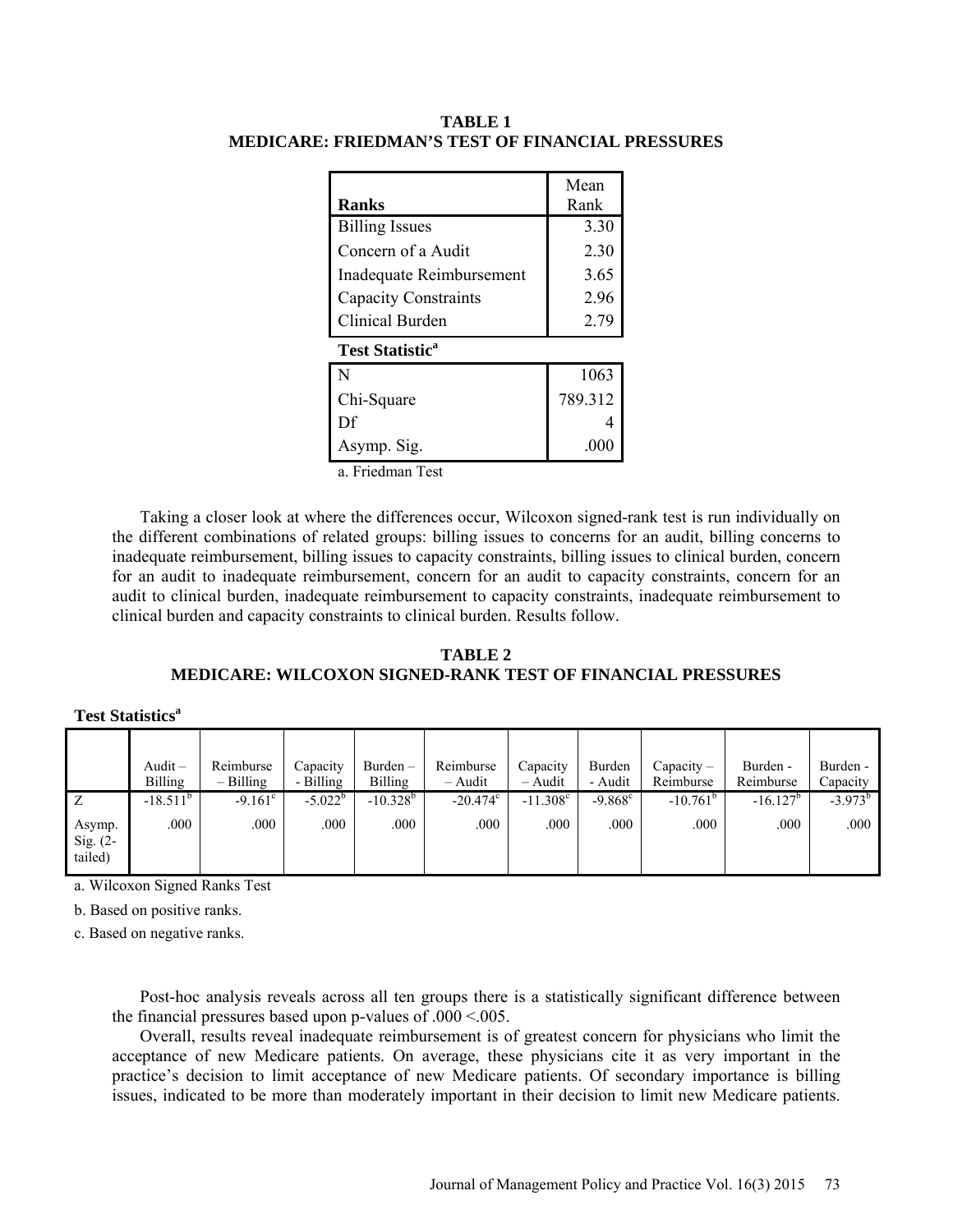**TABLE 1**
**MEDICARE: FRIEDMAN'S TEST OF FINANCIAL PRESSURES**

| **Ranks** | Mean Rank |
|---|---|
| Billing Issues | 3.30 |
| Concern of a Audit | 2.30 |
| Inadequate Reimbursement | 3.65 |
| Capacity Constraints | 2.96 |
| Clinical Burden | 2.79 |
| **Test Statistic[a]** | |
| N | 1063 |
| Chi-Square | 789.312 |
| Df | 4 |
| Asymp. Sig. | .000 |

a. Friedman Test

Taking a closer look at where the differences occur, Wilcoxon signed-rank test is run individually on the different combinations of related groups: billing issues to concerns for an audit, billing concerns to inadequate reimbursement, billing issues to capacity constraints, billing issues to clinical burden, concern for an audit to inadequate reimbursement, concern for an audit to capacity constraints, concern for an audit to clinical burden, inadequate reimbursement to capacity constraints, inadequate reimbursement to clinical burden and capacity constraints to clinical burden. Results follow.

**TABLE 2**
**MEDICARE: WILCOXON SIGNED-RANK TEST OF FINANCIAL PRESSURES**

**Test Statistics[a]**

| | Audit – Billing | Reimburse – Billing | Capacity - Billing | Burden – Billing | Reimburse – Audit | Capacity – Audit | Burden - Audit | Capacity – Reimburse | Burden - Reimburse | Burden - Capacity |
|---|---|---|---|---|---|---|---|---|---|---|
| Z | -18.511[b] | -9.161[c] | -5.022[b] | -10.328[b] | -20.474[c] | -11.308[c] | -9.868[c] | -10.761[b] | -16.127[b] | -3.973[b] |
| Asymp. Sig. (2-tailed) | .000 | .000 | .000 | .000 | .000 | .000 | .000 | .000 | .000 | .000 |

a. Wilcoxon Signed Ranks Test

b. Based on positive ranks.

c. Based on negative ranks.

Post-hoc analysis reveals across all ten groups there is a statistically significant difference between the financial pressures based upon p-values of .000 <.005.

Overall, results reveal inadequate reimbursement is of greatest concern for physicians who limit the acceptance of new Medicare patients. On average, these physicians cite it as very important in the practice's decision to limit acceptance of new Medicare patients. Of secondary importance is billing issues, indicated to be more than moderately important in their decision to limit new Medicare patients.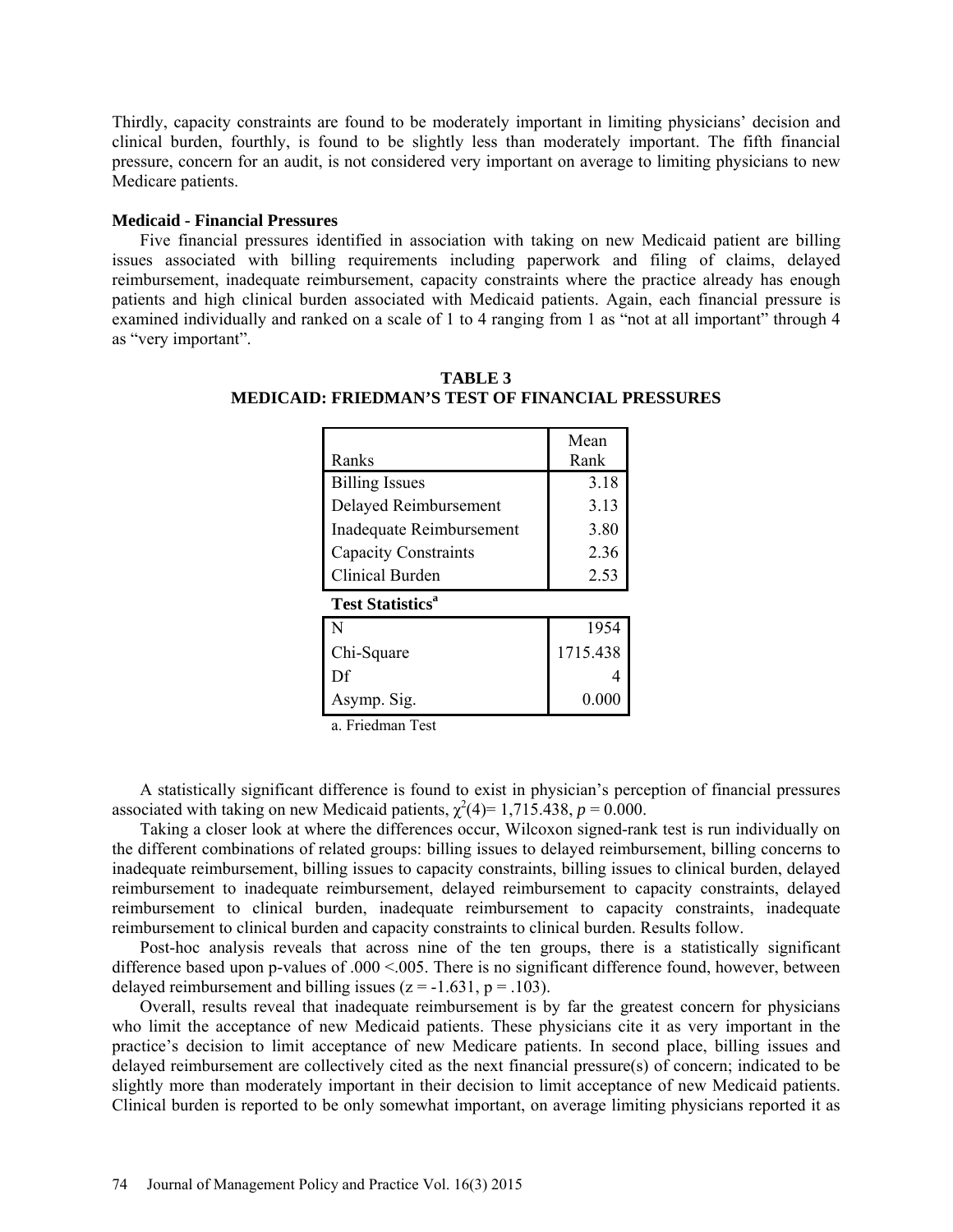Thirdly, capacity constraints are found to be moderately important in limiting physicians' decision and clinical burden, fourthly, is found to be slightly less than moderately important. The fifth financial pressure, concern for an audit, is not considered very important on average to limiting physicians to new Medicare patients.

**Medicaid - Financial Pressures**

Five financial pressures identified in association with taking on new Medicaid patient are billing issues associated with billing requirements including paperwork and filing of claims, delayed reimbursement, inadequate reimbursement, capacity constraints where the practice already has enough patients and high clinical burden associated with Medicaid patients. Again, each financial pressure is examined individually and ranked on a scale of 1 to 4 ranging from 1 as "not at all important" through 4 as "very important".

**TABLE 3**
**MEDICAID: FRIEDMAN'S TEST OF FINANCIAL PRESSURES**

| Ranks | Mean Rank |
|---|---|
| Billing Issues | 3.18 |
| Delayed Reimbursement | 3.13 |
| Inadequate Reimbursement | 3.80 |
| Capacity Constraints | 2.36 |
| Clinical Burden | 2.53 |

**Test Statistics[a]**

| | |
|---|---|
| N | 1954 |
| Chi-Square | 1715.438 |
| Df | 4 |
| Asymp. Sig. | 0.000 |

a. Friedman Test

A statistically significant difference is found to exist in physician's perception of financial pressures associated with taking on new Medicaid patients, $\chi^2(4) = 1{,}715.438$, $p = 0.000$.

Taking a closer look at where the differences occur, Wilcoxon signed-rank test is run individually on the different combinations of related groups: billing issues to delayed reimbursement, billing concerns to inadequate reimbursement, billing issues to capacity constraints, billing issues to clinical burden, delayed reimbursement to inadequate reimbursement, delayed reimbursement to capacity constraints, delayed reimbursement to clinical burden, inadequate reimbursement to capacity constraints, inadequate reimbursement to clinical burden and capacity constraints to clinical burden. Results follow.

Post-hoc analysis reveals that across nine of the ten groups, there is a statistically significant difference based upon p-values of .000 <.005. There is no significant difference found, however, between delayed reimbursement and billing issues ($z = -1.631$, $p = .103$).

Overall, results reveal that inadequate reimbursement is by far the greatest concern for physicians who limit the acceptance of new Medicaid patients. These physicians cite it as very important in the practice's decision to limit acceptance of new Medicare patients. In second place, billing issues and delayed reimbursement are collectively cited as the next financial pressure(s) of concern; indicated to be slightly more than moderately important in their decision to limit acceptance of new Medicaid patients. Clinical burden is reported to be only somewhat important, on average limiting physicians reported it as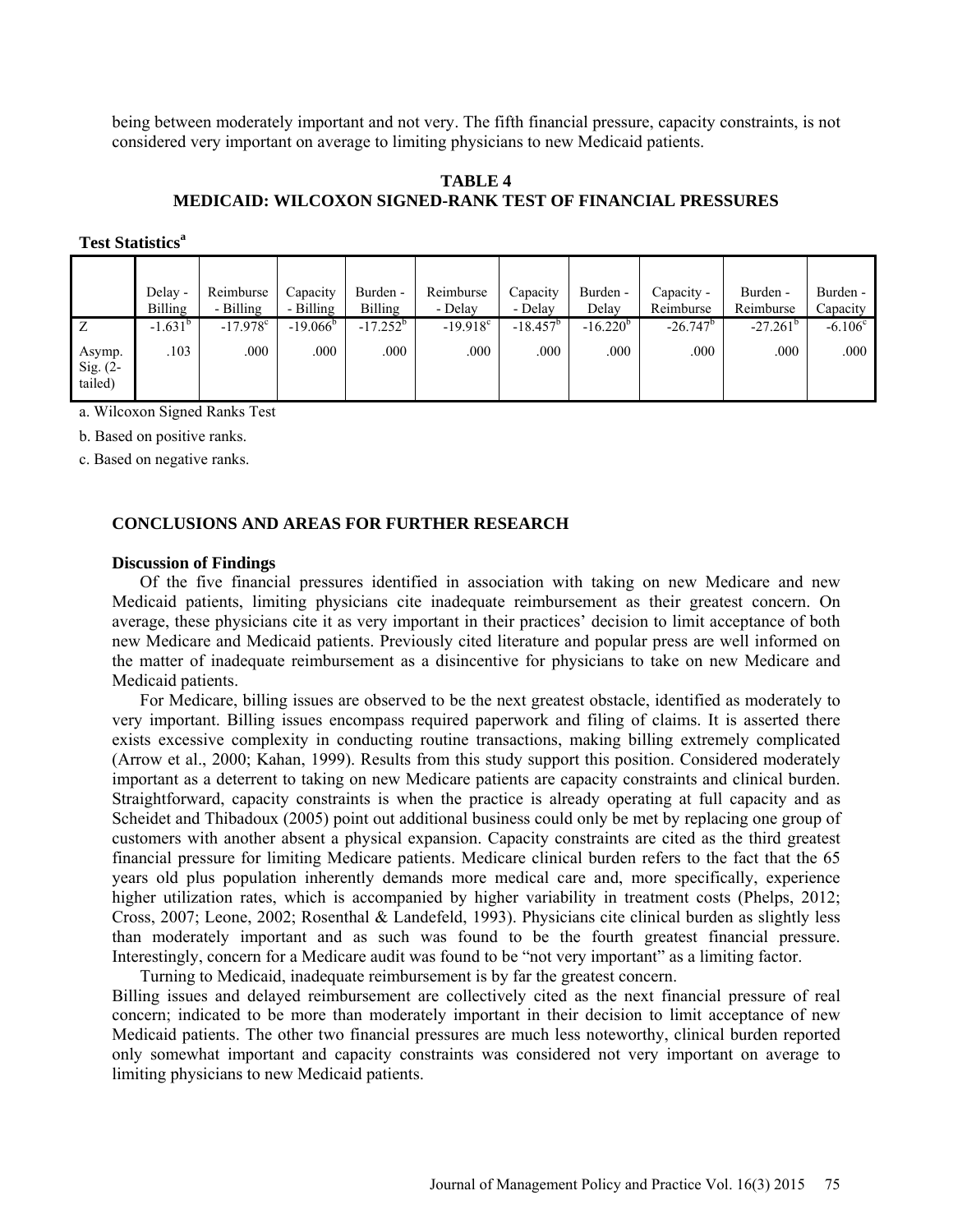being between moderately important and not very. The fifth financial pressure, capacity constraints, is not considered very important on average to limiting physicians to new Medicaid patients.

**TABLE 4**
**MEDICAID: WILCOXON SIGNED-RANK TEST OF FINANCIAL PRESSURES**

**Test Statistics[a]**

| | Delay - Billing | Reimburse - Billing | Capacity - Billing | Burden - Billing | Reimburse - Delay | Capacity - Delay | Burden - Delay | Capacity - Reimburse | Burden - Reimburse | Burden - Capacity |
|---|---|---|---|---|---|---|---|---|---|---|
| Z | -1.631[b] | -17.978[c] | -19.066[b] | -17.252[b] | -19.918[c] | -18.457[b] | -16.220[b] | -26.747[b] | -27.261[b] | -6.106[c] |
| Asymp. Sig. (2-tailed) | .103 | .000 | .000 | .000 | .000 | .000 | .000 | .000 | .000 | .000 |

a. Wilcoxon Signed Ranks Test

b. Based on positive ranks.

c. Based on negative ranks.

## CONCLUSIONS AND AREAS FOR FURTHER RESEARCH

### Discussion of Findings

Of the five financial pressures identified in association with taking on new Medicare and new Medicaid patients, limiting physicians cite inadequate reimbursement as their greatest concern. On average, these physicians cite it as very important in their practices' decision to limit acceptance of both new Medicare and Medicaid patients. Previously cited literature and popular press are well informed on the matter of inadequate reimbursement as a disincentive for physicians to take on new Medicare and Medicaid patients.

For Medicare, billing issues are observed to be the next greatest obstacle, identified as moderately to very important. Billing issues encompass required paperwork and filing of claims. It is asserted there exists excessive complexity in conducting routine transactions, making billing extremely complicated (Arrow et al., 2000; Kahan, 1999). Results from this study support this position. Considered moderately important as a deterrent to taking on new Medicare patients are capacity constraints and clinical burden. Straightforward, capacity constraints is when the practice is already operating at full capacity and as Scheidet and Thibadoux (2005) point out additional business could only be met by replacing one group of customers with another absent a physical expansion. Capacity constraints are cited as the third greatest financial pressure for limiting Medicare patients. Medicare clinical burden refers to the fact that the 65 years old plus population inherently demands more medical care and, more specifically, experience higher utilization rates, which is accompanied by higher variability in treatment costs (Phelps, 2012; Cross, 2007; Leone, 2002; Rosenthal & Landefeld, 1993). Physicians cite clinical burden as slightly less than moderately important and as such was found to be the fourth greatest financial pressure. Interestingly, concern for a Medicare audit was found to be "not very important" as a limiting factor.

Turning to Medicaid, inadequate reimbursement is by far the greatest concern.
Billing issues and delayed reimbursement are collectively cited as the next financial pressure of real concern; indicated to be more than moderately important in their decision to limit acceptance of new Medicaid patients. The other two financial pressures are much less noteworthy, clinical burden reported only somewhat important and capacity constraints was considered not very important on average to limiting physicians to new Medicaid patients.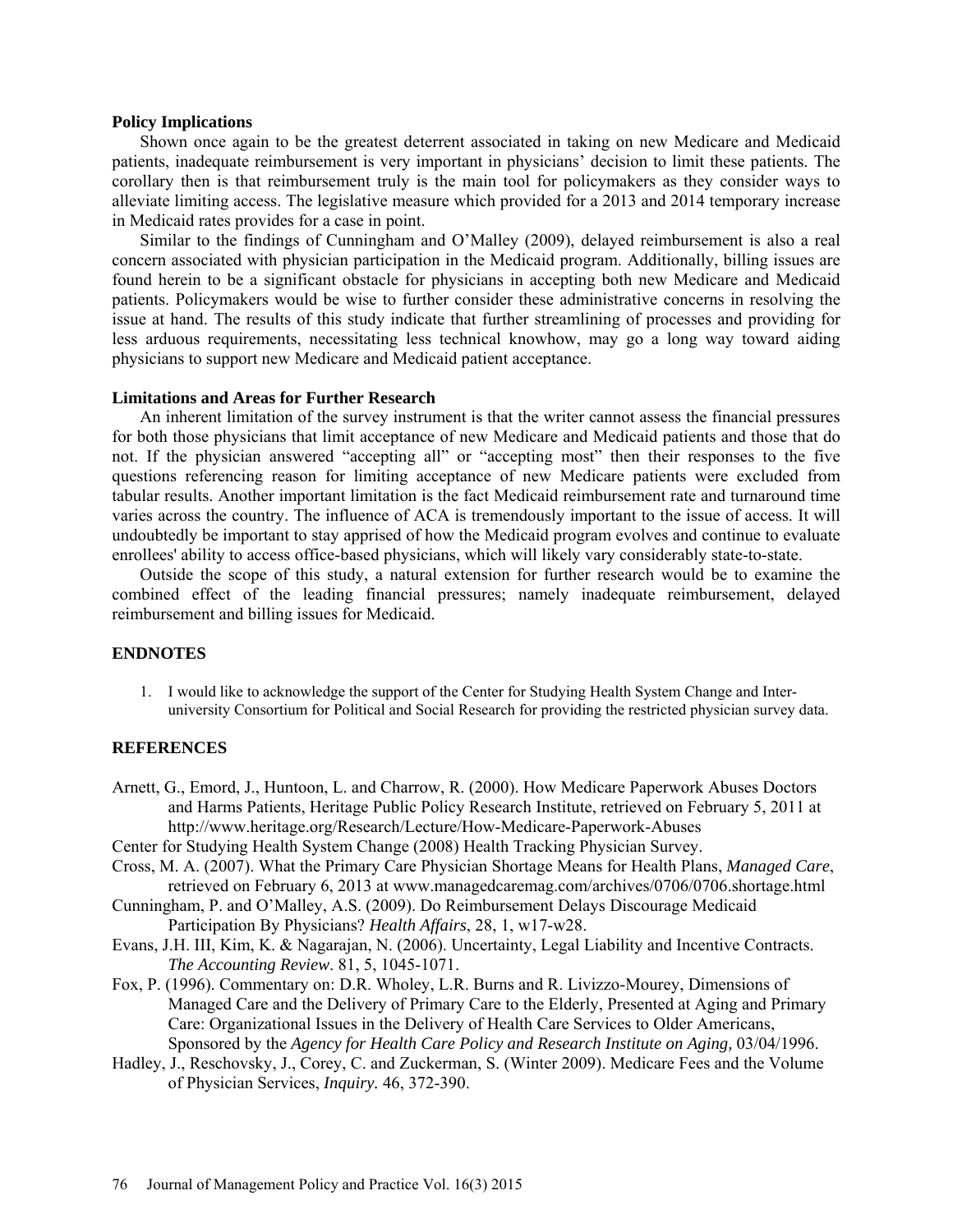**Policy Implications**

Shown once again to be the greatest deterrent associated in taking on new Medicare and Medicaid patients, inadequate reimbursement is very important in physicians' decision to limit these patients. The corollary then is that reimbursement truly is the main tool for policymakers as they consider ways to alleviate limiting access. The legislative measure which provided for a 2013 and 2014 temporary increase in Medicaid rates provides for a case in point.

Similar to the findings of Cunningham and O'Malley (2009), delayed reimbursement is also a real concern associated with physician participation in the Medicaid program. Additionally, billing issues are found herein to be a significant obstacle for physicians in accepting both new Medicare and Medicaid patients. Policymakers would be wise to further consider these administrative concerns in resolving the issue at hand. The results of this study indicate that further streamlining of processes and providing for less arduous requirements, necessitating less technical knowhow, may go a long way toward aiding physicians to support new Medicare and Medicaid patient acceptance.

**Limitations and Areas for Further Research**

An inherent limitation of the survey instrument is that the writer cannot assess the financial pressures for both those physicians that limit acceptance of new Medicare and Medicaid patients and those that do not. If the physician answered "accepting all" or "accepting most" then their responses to the five questions referencing reason for limiting acceptance of new Medicare patients were excluded from tabular results. Another important limitation is the fact Medicaid reimbursement rate and turnaround time varies across the country. The influence of ACA is tremendously important to the issue of access. It will undoubtedly be important to stay apprised of how the Medicaid program evolves and continue to evaluate enrollees' ability to access office-based physicians, which will likely vary considerably state-to-state.

Outside the scope of this study, a natural extension for further research would be to examine the combined effect of the leading financial pressures; namely inadequate reimbursement, delayed reimbursement and billing issues for Medicaid.

## ENDNOTES

1. I would like to acknowledge the support of the Center for Studying Health System Change and Inter-university Consortium for Political and Social Research for providing the restricted physician survey data.

## REFERENCES

Arnett, G., Emord, J., Huntoon, L. and Charrow, R. (2000). How Medicare Paperwork Abuses Doctors and Harms Patients, Heritage Public Policy Research Institute, retrieved on February 5, 2011 at http://www.heritage.org/Research/Lecture/How-Medicare-Paperwork-Abuses

Center for Studying Health System Change (2008) Health Tracking Physician Survey.

Cross, M. A. (2007). What the Primary Care Physician Shortage Means for Health Plans, *Managed Care*, retrieved on February 6, 2013 at www.managedcaremag.com/archives/0706/0706.shortage.html

Cunningham, P. and O'Malley, A.S. (2009). Do Reimbursement Delays Discourage Medicaid Participation By Physicians? *Health Affairs*, 28, 1, w17-w28.

Evans, J.H. III, Kim, K. & Nagarajan, N. (2006). Uncertainty, Legal Liability and Incentive Contracts. *The Accounting Review*. 81, 5, 1045-1071.

Fox, P. (1996). Commentary on: D.R. Wholey, L.R. Burns and R. Livizzo-Mourey, Dimensions of Managed Care and the Delivery of Primary Care to the Elderly, Presented at Aging and Primary Care: Organizational Issues in the Delivery of Health Care Services to Older Americans, Sponsored by the *Agency for Health Care Policy and Research Institute on Aging,* 03/04/1996.

Hadley, J., Reschovsky, J., Corey, C. and Zuckerman, S. (Winter 2009). Medicare Fees and the Volume of Physician Services, *Inquiry.* 46, 372-390.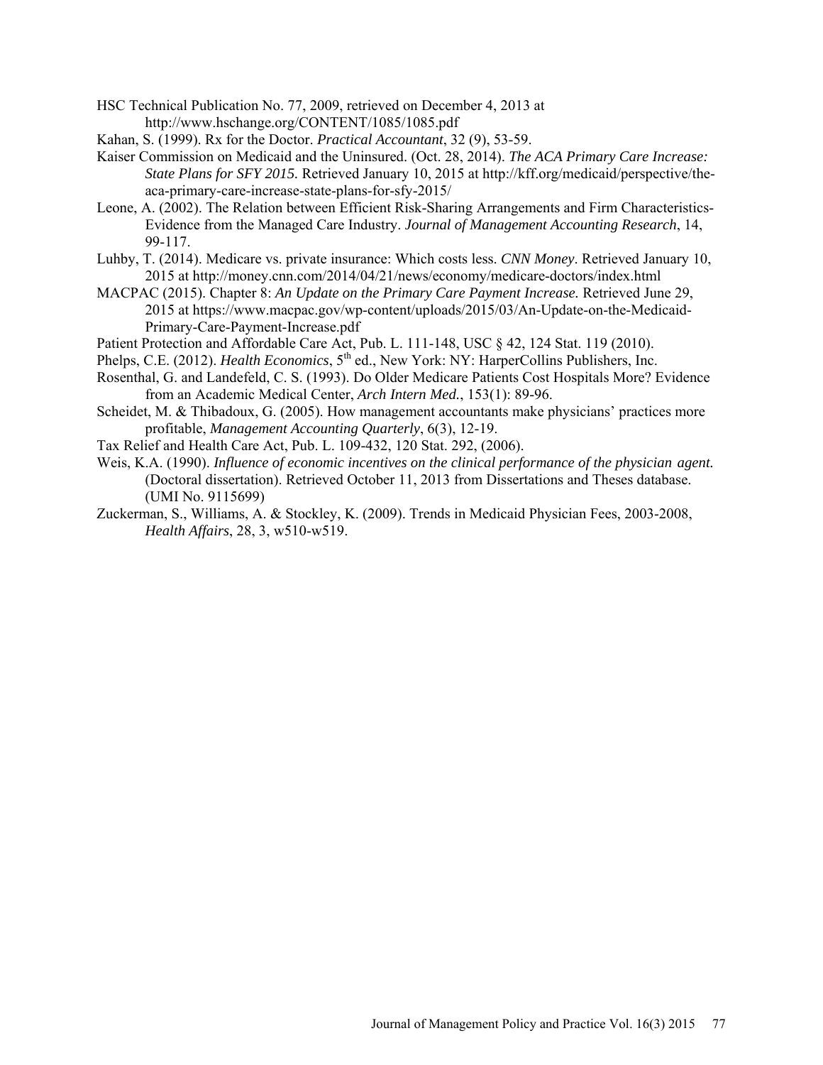HSC Technical Publication No. 77, 2009, retrieved on December 4, 2013 at http://www.hschange.org/CONTENT/1085/1085.pdf

Kahan, S. (1999). Rx for the Doctor. *Practical Accountant*, 32 (9), 53-59.

Kaiser Commission on Medicaid and the Uninsured. (Oct. 28, 2014). *The ACA Primary Care Increase: State Plans for SFY 2015.* Retrieved January 10, 2015 at http://kff.org/medicaid/perspective/the-aca-primary-care-increase-state-plans-for-sfy-2015/

Leone, A. (2002). The Relation between Efficient Risk-Sharing Arrangements and Firm Characteristics-Evidence from the Managed Care Industry. *Journal of Management Accounting Research*, 14, 99-117.

Luhby, T. (2014). Medicare vs. private insurance: Which costs less. *CNN Money*. Retrieved January 10, 2015 at http://money.cnn.com/2014/04/21/news/economy/medicare-doctors/index.html

MACPAC (2015). Chapter 8: *An Update on the Primary Care Payment Increase.* Retrieved June 29, 2015 at https://www.macpac.gov/wp-content/uploads/2015/03/An-Update-on-the-Medicaid-Primary-Care-Payment-Increase.pdf

Patient Protection and Affordable Care Act, Pub. L. 111-148, USC § 42, 124 Stat. 119 (2010).

Phelps, C.E. (2012). *Health Economics*, 5th ed., New York: NY: HarperCollins Publishers, Inc.

Rosenthal, G. and Landefeld, C. S. (1993). Do Older Medicare Patients Cost Hospitals More? Evidence from an Academic Medical Center, *Arch Intern Med.*, 153(1): 89-96.

Scheidet, M. & Thibadoux, G. (2005). How management accountants make physicians' practices more profitable, *Management Accounting Quarterly*, 6(3), 12-19.

Tax Relief and Health Care Act, Pub. L. 109-432, 120 Stat. 292, (2006).

Weis, K.A. (1990). *Influence of economic incentives on the clinical performance of the physician agent.* (Doctoral dissertation). Retrieved October 11, 2013 from Dissertations and Theses database. (UMI No. 9115699)

Zuckerman, S., Williams, A. & Stockley, K. (2009). Trends in Medicaid Physician Fees, 2003-2008, *Health Affairs*, 28, 3, w510-w519.